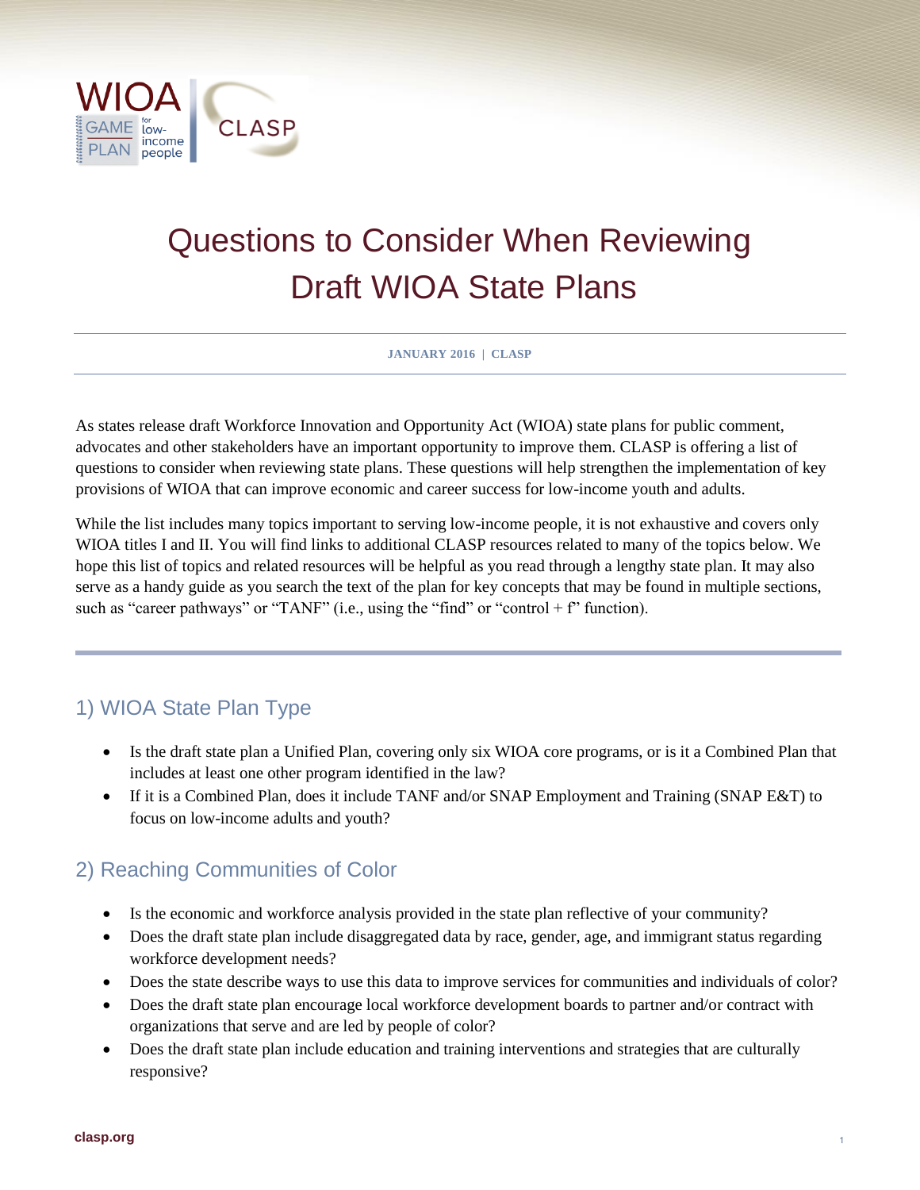# Questions to Consider When Reviewing Draft WIOA State Plans

**JANUARY 2016 | CLASP**

As states release draft Workforce Innovation and Opportunity Act (WIOA) state plans for public comment, advocates and other stakeholders have an important opportunity to improve them. CLASP is offering a list of questions to consider when reviewing state plans. These questions will help strengthen the implementation of key provisions of WIOA that can improve economic and career success for low-income youth and adults.

While the list includes many topics important to serving low-income people, it is not exhaustive and covers only WIOA titles I and II. You will find links to additional CLASP resources related to many of the topics below. We hope this list of topics and related resources will be helpful as you read through a lengthy state plan. It may also serve as a handy guide as you search the text of the plan for key concepts that may be found in multiple sections, such as "career pathways" or "TANF" (i.e., using the "find" or "control + f" function).

## 1) WIOA State Plan Type

- Is the draft state plan a Unified Plan, covering only six WIOA core programs, or is it a Combined Plan that includes at least one other program identified in the law?
- If it is a Combined Plan, does it include TANF and/or SNAP Employment and Training (SNAP E&T) to focus on low-income adults and youth?

## 2) Reaching Communities of Color

- Is the economic and workforce analysis provided in the state plan reflective of your community?
- Does the draft state plan include disaggregated data by race, gender, age, and immigrant status regarding workforce development needs?
- Does the state describe ways to use this data to improve services for communities and individuals of color?
- Does the draft state plan encourage local workforce development boards to partner and/or contract with organizations that serve and are led by people of color?
- Does the draft state plan include education and training interventions and strategies that are culturally responsive?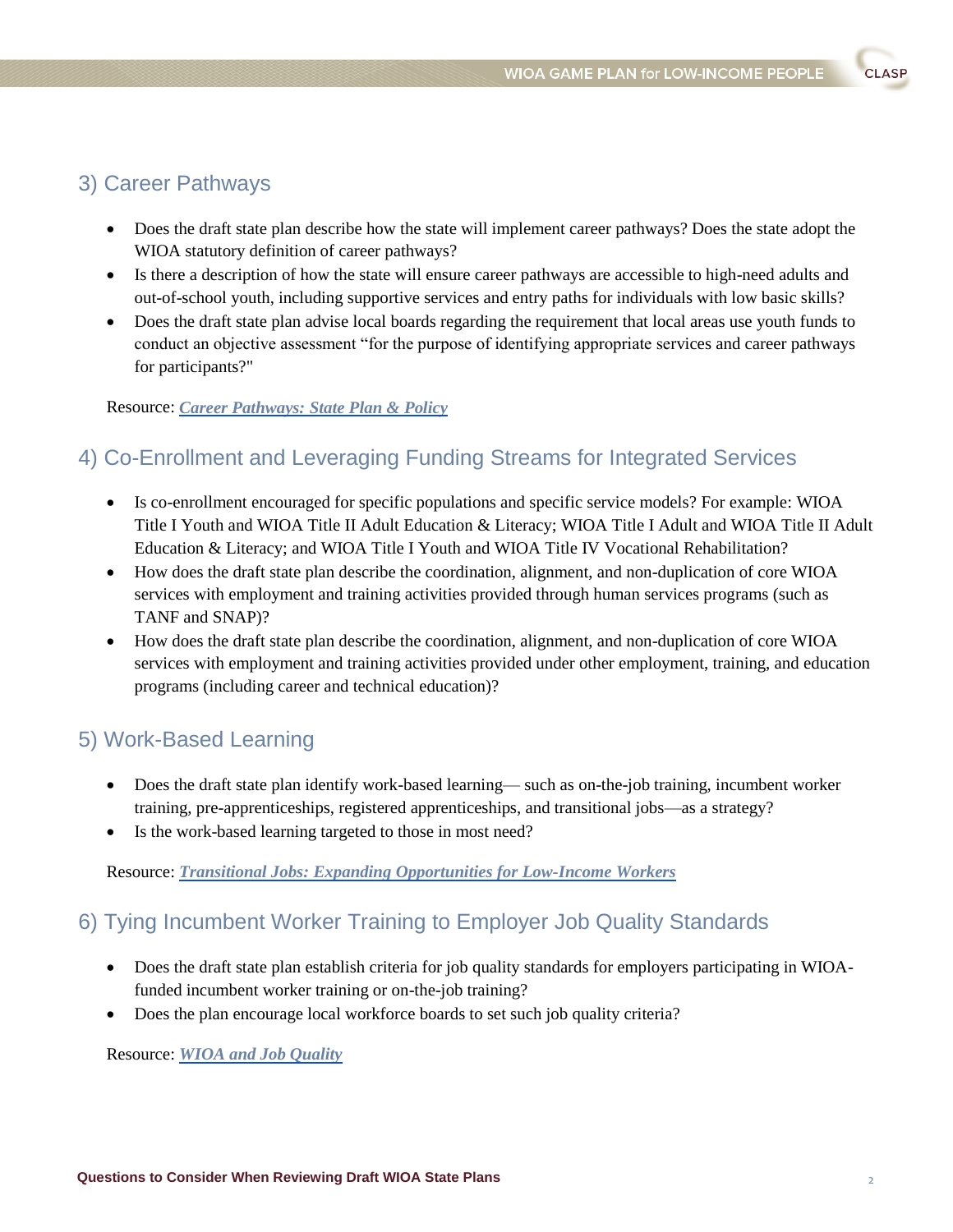## 3) Career Pathways

- Does the draft state plan describe how the state will implement career pathways? Does the state adopt the WIOA statutory definition of career pathways?
- Is there a description of how the state will ensure career pathways are accessible to high-need adults and out-of-school youth, including supportive services and entry paths for individuals with low basic skills?
- Does the draft state plan advise local boards regarding the requirement that local areas use youth funds to conduct an objective assessment "for the purpose of identifying appropriate services and career pathways for participants?"

Resource: ***Career Pathways: State Plan & Policy***

## 4) Co-Enrollment and Leveraging Funding Streams for Integrated Services

- Is co-enrollment encouraged for specific populations and specific service models? For example: WIOA Title I Youth and WIOA Title II Adult Education & Literacy; WIOA Title I Adult and WIOA Title II Adult Education & Literacy; and WIOA Title I Youth and WIOA Title IV Vocational Rehabilitation?
- How does the draft state plan describe the coordination, alignment, and non-duplication of core WIOA services with employment and training activities provided through human services programs (such as TANF and SNAP)?
- How does the draft state plan describe the coordination, alignment, and non-duplication of core WIOA services with employment and training activities provided under other employment, training, and education programs (including career and technical education)?

## 5) Work-Based Learning

- Does the draft state plan identify work-based learning— such as on-the-job training, incumbent worker training, pre-apprenticeships, registered apprenticeships, and transitional jobs—as a strategy?
- Is the work-based learning targeted to those in most need?

Resource: ***Transitional Jobs: Expanding Opportunities for Low-Income Workers***

## 6) Tying Incumbent Worker Training to Employer Job Quality Standards

- Does the draft state plan establish criteria for job quality standards for employers participating in WIOA-funded incumbent worker training or on-the-job training?
- Does the plan encourage local workforce boards to set such job quality criteria?

Resource: ***WIOA and Job Quality***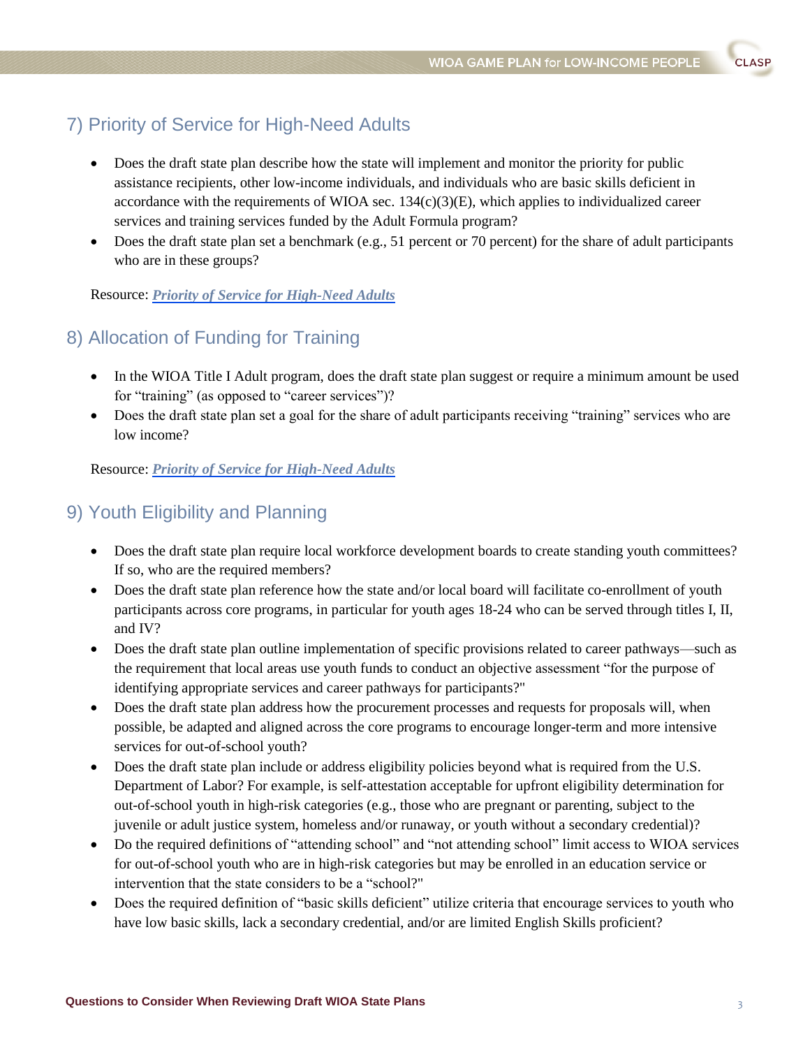## 7) Priority of Service for High-Need Adults

- Does the draft state plan describe how the state will implement and monitor the priority for public assistance recipients, other low-income individuals, and individuals who are basic skills deficient in accordance with the requirements of WIOA sec. 134(c)(3)(E), which applies to individualized career services and training services funded by the Adult Formula program?
- Does the draft state plan set a benchmark (e.g., 51 percent or 70 percent) for the share of adult participants who are in these groups?

Resource: ***Priority of Service for High-Need Adults***

## 8) Allocation of Funding for Training

- In the WIOA Title I Adult program, does the draft state plan suggest or require a minimum amount be used for "training" (as opposed to "career services")?
- Does the draft state plan set a goal for the share of adult participants receiving "training" services who are low income?

Resource: ***Priority of Service for High-Need Adults***

## 9) Youth Eligibility and Planning

- Does the draft state plan require local workforce development boards to create standing youth committees? If so, who are the required members?
- Does the draft state plan reference how the state and/or local board will facilitate co-enrollment of youth participants across core programs, in particular for youth ages 18-24 who can be served through titles I, II, and IV?
- Does the draft state plan outline implementation of specific provisions related to career pathways—such as the requirement that local areas use youth funds to conduct an objective assessment "for the purpose of identifying appropriate services and career pathways for participants?"
- Does the draft state plan address how the procurement processes and requests for proposals will, when possible, be adapted and aligned across the core programs to encourage longer-term and more intensive services for out-of-school youth?
- Does the draft state plan include or address eligibility policies beyond what is required from the U.S. Department of Labor? For example, is self-attestation acceptable for upfront eligibility determination for out-of-school youth in high-risk categories (e.g., those who are pregnant or parenting, subject to the juvenile or adult justice system, homeless and/or runaway, or youth without a secondary credential)?
- Do the required definitions of "attending school" and "not attending school" limit access to WIOA services for out-of-school youth who are in high-risk categories but may be enrolled in an education service or intervention that the state considers to be a "school?"
- Does the required definition of "basic skills deficient" utilize criteria that encourage services to youth who have low basic skills, lack a secondary credential, and/or are limited English Skills proficient?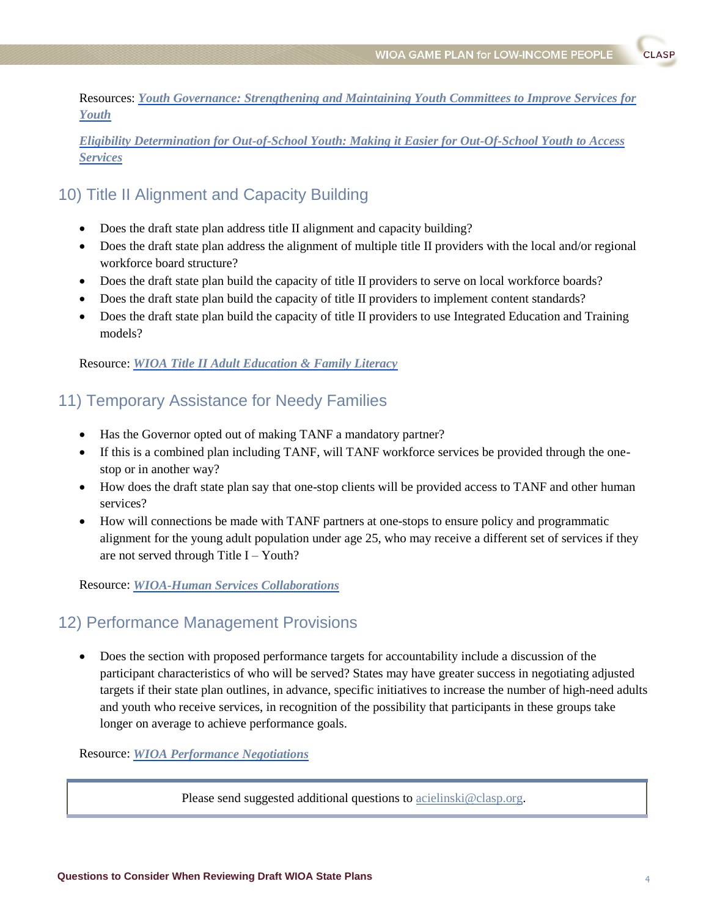Resources: ***Youth Governance: Strengthening and Maintaining Youth Committees to Improve Services for Youth***

***Eligibility Determination for Out-of-School Youth: Making it Easier for Out-Of-School Youth to Access Services***

## 10) Title II Alignment and Capacity Building

- Does the draft state plan address title II alignment and capacity building?
- Does the draft state plan address the alignment of multiple title II providers with the local and/or regional workforce board structure?
- Does the draft state plan build the capacity of title II providers to serve on local workforce boards?
- Does the draft state plan build the capacity of title II providers to implement content standards?
- Does the draft state plan build the capacity of title II providers to use Integrated Education and Training models?

Resource: ***WIOA Title II Adult Education & Family Literacy***

## 11) Temporary Assistance for Needy Families

- Has the Governor opted out of making TANF a mandatory partner?
- If this is a combined plan including TANF, will TANF workforce services be provided through the one-stop or in another way?
- How does the draft state plan say that one-stop clients will be provided access to TANF and other human services?
- How will connections be made with TANF partners at one-stops to ensure policy and programmatic alignment for the young adult population under age 25, who may receive a different set of services if they are not served through Title I – Youth?

Resource: ***WIOA-Human Services Collaborations***

## 12) Performance Management Provisions

- Does the section with proposed performance targets for accountability include a discussion of the participant characteristics of who will be served? States may have greater success in negotiating adjusted targets if their state plan outlines, in advance, specific initiatives to increase the number of high-need adults and youth who receive services, in recognition of the possibility that participants in these groups take longer on average to achieve performance goals.

Resource: ***WIOA Performance Negotiations***

Please send suggested additional questions to acielinski@clasp.org.